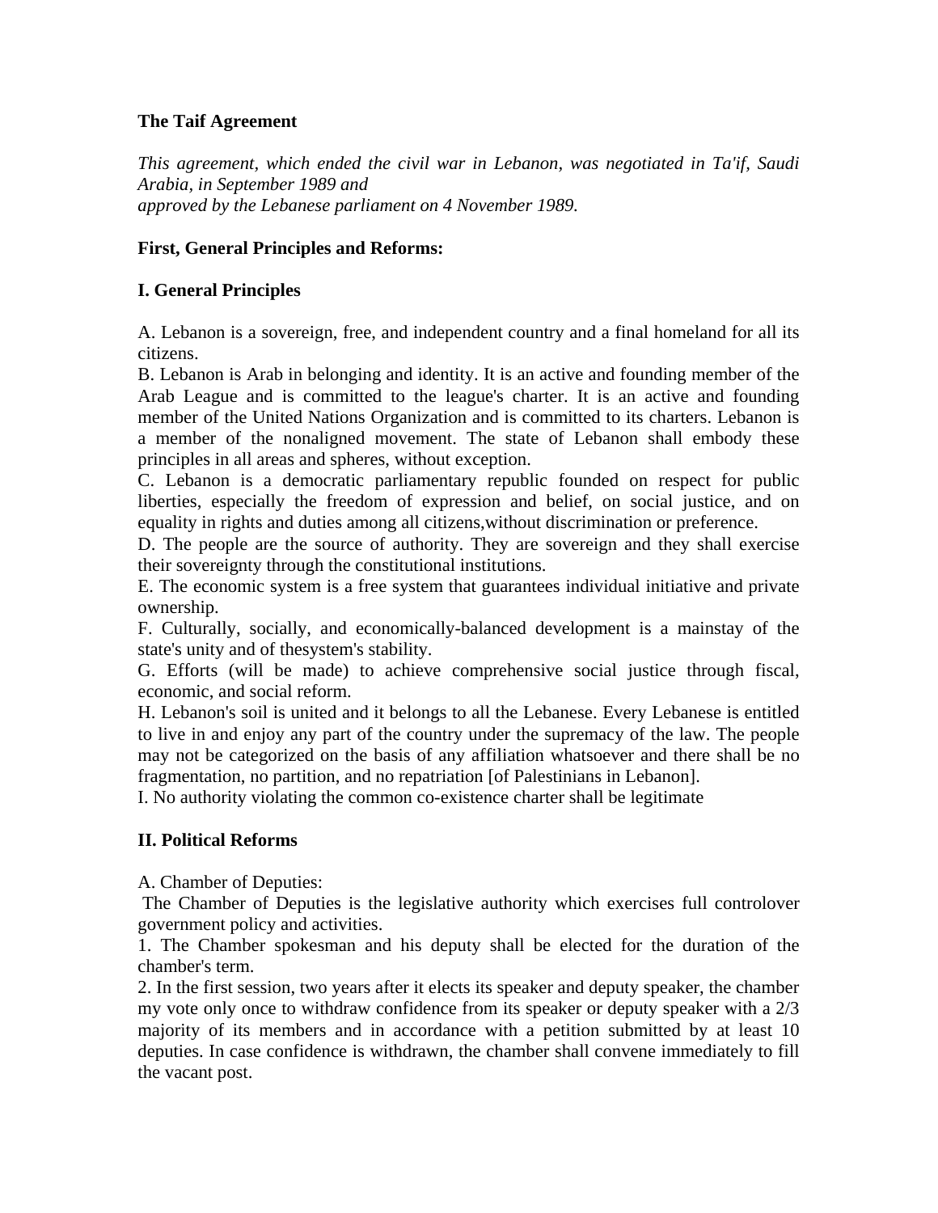**The Taif Agreement**

*This agreement, which ended the civil war in Lebanon, was negotiated in Ta'if, Saudi Arabia, in September 1989 and approved by the Lebanese parliament on 4 November 1989.*

**First, General Principles and Reforms:**

**I. General Principles**

A. Lebanon is a sovereign, free, and independent country and a final homeland for all its citizens.
B. Lebanon is Arab in belonging and identity. It is an active and founding member of the Arab League and is committed to the league's charter. It is an active and founding member of the United Nations Organization and is committed to its charters. Lebanon is a member of the nonaligned movement. The state of Lebanon shall embody these principles in all areas and spheres, without exception.
C. Lebanon is a democratic parliamentary republic founded on respect for public liberties, especially the freedom of expression and belief, on social justice, and on equality in rights and duties among all citizens,without discrimination or preference.
D. The people are the source of authority. They are sovereign and they shall exercise their sovereignty through the constitutional institutions.
E. The economic system is a free system that guarantees individual initiative and private ownership.
F. Culturally, socially, and economically-balanced development is a mainstay of the state's unity and of thesystem's stability.
G. Efforts (will be made) to achieve comprehensive social justice through fiscal, economic, and social reform.
H. Lebanon's soil is united and it belongs to all the Lebanese. Every Lebanese is entitled to live in and enjoy any part of the country under the supremacy of the law. The people may not be categorized on the basis of any affiliation whatsoever and there shall be no fragmentation, no partition, and no repatriation [of Palestinians in Lebanon].
I. No authority violating the common co-existence charter shall be legitimate

**II. Political Reforms**

A. Chamber of Deputies:
The Chamber of Deputies is the legislative authority which exercises full controlover government policy and activities.
1. The Chamber spokesman and his deputy shall be elected for the duration of the chamber's term.
2. In the first session, two years after it elects its speaker and deputy speaker, the chamber my vote only once to withdraw confidence from its speaker or deputy speaker with a 2/3 majority of its members and in accordance with a petition submitted by at least 10 deputies. In case confidence is withdrawn, the chamber shall convene immediately to fill the vacant post.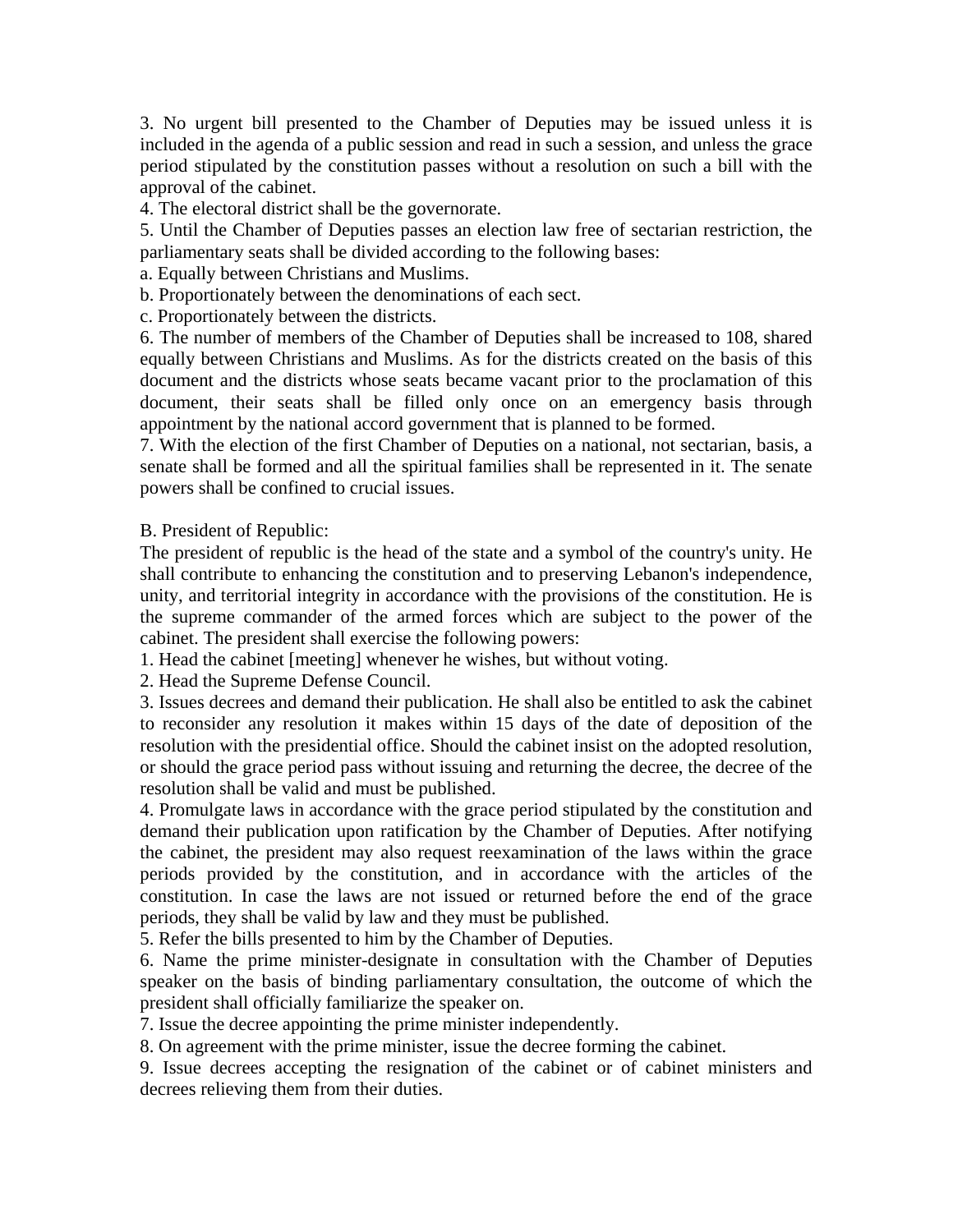3. No urgent bill presented to the Chamber of Deputies may be issued unless it is included in the agenda of a public session and read in such a session, and unless the grace period stipulated by the constitution passes without a resolution on such a bill with the approval of the cabinet.

4. The electoral district shall be the governorate.

5. Until the Chamber of Deputies passes an election law free of sectarian restriction, the parliamentary seats shall be divided according to the following bases:

a. Equally between Christians and Muslims.

b. Proportionately between the denominations of each sect.

c. Proportionately between the districts.

6. The number of members of the Chamber of Deputies shall be increased to 108, shared equally between Christians and Muslims. As for the districts created on the basis of this document and the districts whose seats became vacant prior to the proclamation of this document, their seats shall be filled only once on an emergency basis through appointment by the national accord government that is planned to be formed.

7. With the election of the first Chamber of Deputies on a national, not sectarian, basis, a senate shall be formed and all the spiritual families shall be represented in it. The senate powers shall be confined to crucial issues.

B. President of Republic:

The president of republic is the head of the state and a symbol of the country's unity. He shall contribute to enhancing the constitution and to preserving Lebanon's independence, unity, and territorial integrity in accordance with the provisions of the constitution. He is the supreme commander of the armed forces which are subject to the power of the cabinet. The president shall exercise the following powers:

1. Head the cabinet [meeting] whenever he wishes, but without voting.

2. Head the Supreme Defense Council.

3. Issues decrees and demand their publication. He shall also be entitled to ask the cabinet to reconsider any resolution it makes within 15 days of the date of deposition of the resolution with the presidential office. Should the cabinet insist on the adopted resolution, or should the grace period pass without issuing and returning the decree, the decree of the resolution shall be valid and must be published.

4. Promulgate laws in accordance with the grace period stipulated by the constitution and demand their publication upon ratification by the Chamber of Deputies. After notifying the cabinet, the president may also request reexamination of the laws within the grace periods provided by the constitution, and in accordance with the articles of the constitution. In case the laws are not issued or returned before the end of the grace periods, they shall be valid by law and they must be published.

5. Refer the bills presented to him by the Chamber of Deputies.

6. Name the prime minister-designate in consultation with the Chamber of Deputies speaker on the basis of binding parliamentary consultation, the outcome of which the president shall officially familiarize the speaker on.

7. Issue the decree appointing the prime minister independently.

8. On agreement with the prime minister, issue the decree forming the cabinet.

9. Issue decrees accepting the resignation of the cabinet or of cabinet ministers and decrees relieving them from their duties.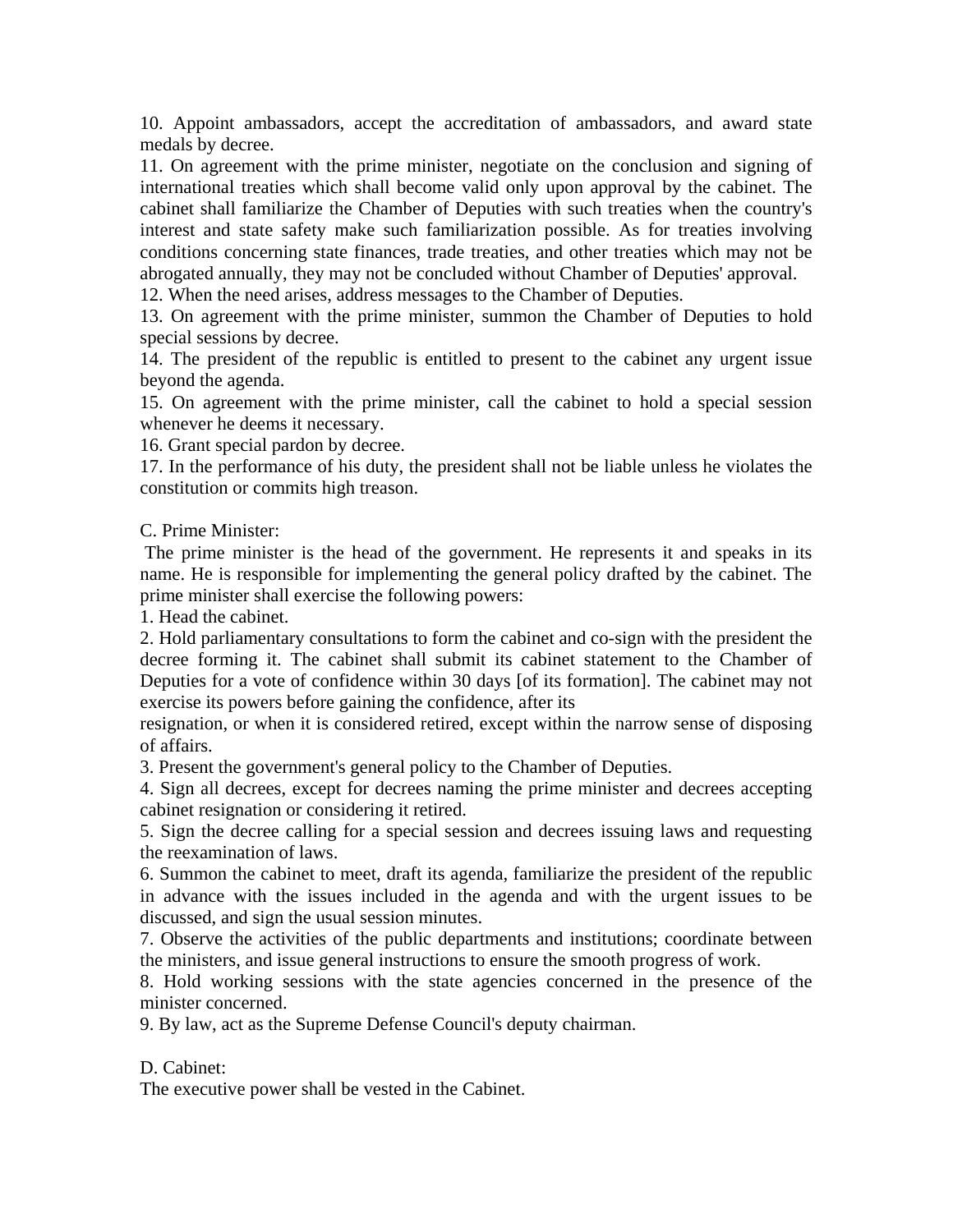10. Appoint ambassadors, accept the accreditation of ambassadors, and award state medals by decree.

11. On agreement with the prime minister, negotiate on the conclusion and signing of international treaties which shall become valid only upon approval by the cabinet. The cabinet shall familiarize the Chamber of Deputies with such treaties when the country's interest and state safety make such familiarization possible. As for treaties involving conditions concerning state finances, trade treaties, and other treaties which may not be abrogated annually, they may not be concluded without Chamber of Deputies' approval.

12. When the need arises, address messages to the Chamber of Deputies.

13. On agreement with the prime minister, summon the Chamber of Deputies to hold special sessions by decree.

14. The president of the republic is entitled to present to the cabinet any urgent issue beyond the agenda.

15. On agreement with the prime minister, call the cabinet to hold a special session whenever he deems it necessary.

16. Grant special pardon by decree.

17. In the performance of his duty, the president shall not be liable unless he violates the constitution or commits high treason.

C. Prime Minister:

The prime minister is the head of the government. He represents it and speaks in its name. He is responsible for implementing the general policy drafted by the cabinet. The prime minister shall exercise the following powers:

1. Head the cabinet.

2. Hold parliamentary consultations to form the cabinet and co-sign with the president the decree forming it. The cabinet shall submit its cabinet statement to the Chamber of Deputies for a vote of confidence within 30 days [of its formation]. The cabinet may not exercise its powers before gaining the confidence, after its resignation, or when it is considered retired, except within the narrow sense of disposing of affairs.

3. Present the government's general policy to the Chamber of Deputies.

4. Sign all decrees, except for decrees naming the prime minister and decrees accepting cabinet resignation or considering it retired.

5. Sign the decree calling for a special session and decrees issuing laws and requesting the reexamination of laws.

6. Summon the cabinet to meet, draft its agenda, familiarize the president of the republic in advance with the issues included in the agenda and with the urgent issues to be discussed, and sign the usual session minutes.

7. Observe the activities of the public departments and institutions; coordinate between the ministers, and issue general instructions to ensure the smooth progress of work.

8. Hold working sessions with the state agencies concerned in the presence of the minister concerned.

9. By law, act as the Supreme Defense Council's deputy chairman.

D. Cabinet:

The executive power shall be vested in the Cabinet.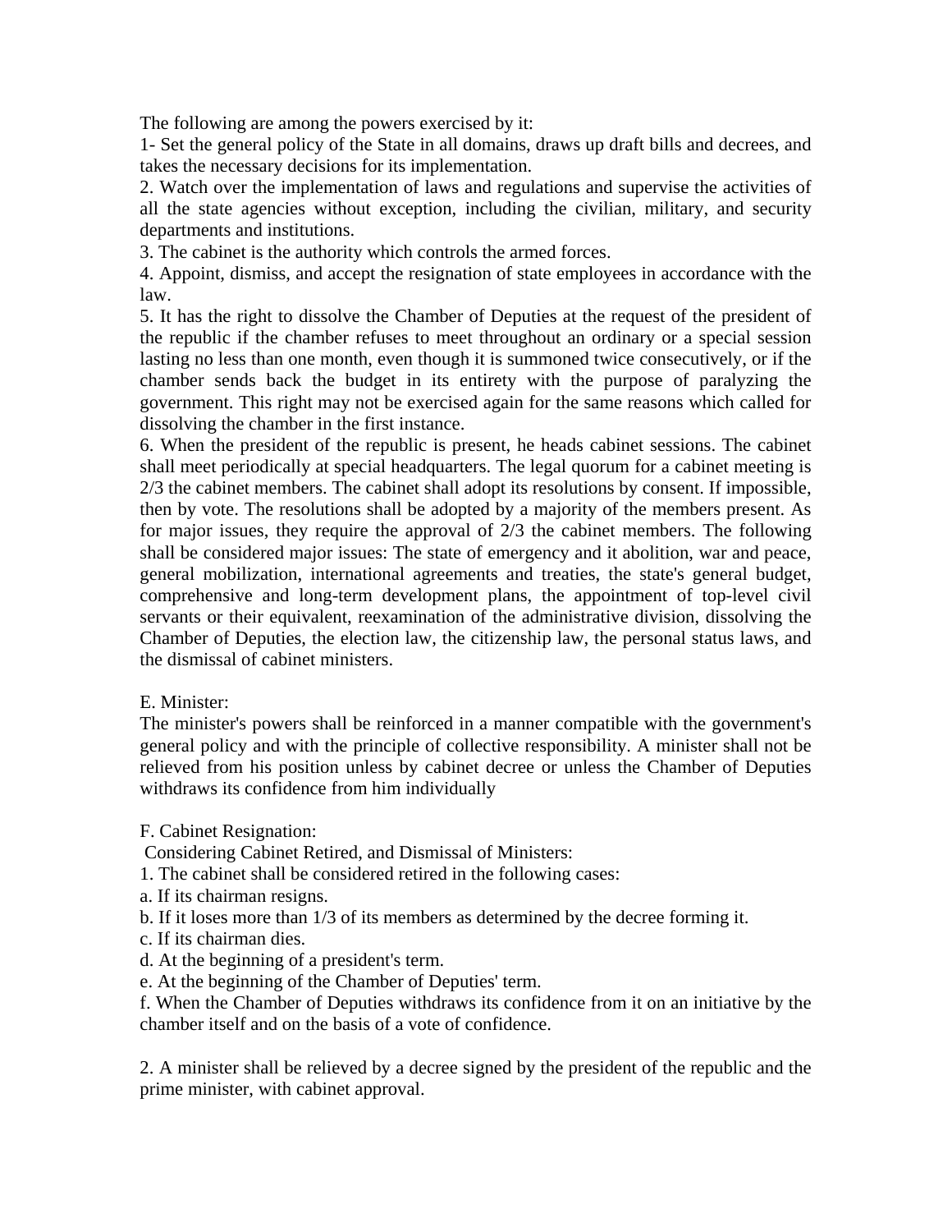The following are among the powers exercised by it:

1- Set the general policy of the State in all domains, draws up draft bills and decrees, and takes the necessary decisions for its implementation.

2. Watch over the implementation of laws and regulations and supervise the activities of all the state agencies without exception, including the civilian, military, and security departments and institutions.

3. The cabinet is the authority which controls the armed forces.

4. Appoint, dismiss, and accept the resignation of state employees in accordance with the law.

5. It has the right to dissolve the Chamber of Deputies at the request of the president of the republic if the chamber refuses to meet throughout an ordinary or a special session lasting no less than one month, even though it is summoned twice consecutively, or if the chamber sends back the budget in its entirety with the purpose of paralyzing the government. This right may not be exercised again for the same reasons which called for dissolving the chamber in the first instance.

6. When the president of the republic is present, he heads cabinet sessions. The cabinet shall meet periodically at special headquarters. The legal quorum for a cabinet meeting is 2/3 the cabinet members. The cabinet shall adopt its resolutions by consent. If impossible, then by vote. The resolutions shall be adopted by a majority of the members present. As for major issues, they require the approval of 2/3 the cabinet members. The following shall be considered major issues: The state of emergency and it abolition, war and peace, general mobilization, international agreements and treaties, the state's general budget, comprehensive and long-term development plans, the appointment of top-level civil servants or their equivalent, reexamination of the administrative division, dissolving the Chamber of Deputies, the election law, the citizenship law, the personal status laws, and the dismissal of cabinet ministers.

E. Minister:

The minister's powers shall be reinforced in a manner compatible with the government's general policy and with the principle of collective responsibility. A minister shall not be relieved from his position unless by cabinet decree or unless the Chamber of Deputies withdraws its confidence from him individually

F. Cabinet Resignation:

Considering Cabinet Retired, and Dismissal of Ministers:

1. The cabinet shall be considered retired in the following cases:

a. If its chairman resigns.

b. If it loses more than 1/3 of its members as determined by the decree forming it.

c. If its chairman dies.

d. At the beginning of a president's term.

e. At the beginning of the Chamber of Deputies' term.

f. When the Chamber of Deputies withdraws its confidence from it on an initiative by the chamber itself and on the basis of a vote of confidence.

2. A minister shall be relieved by a decree signed by the president of the republic and the prime minister, with cabinet approval.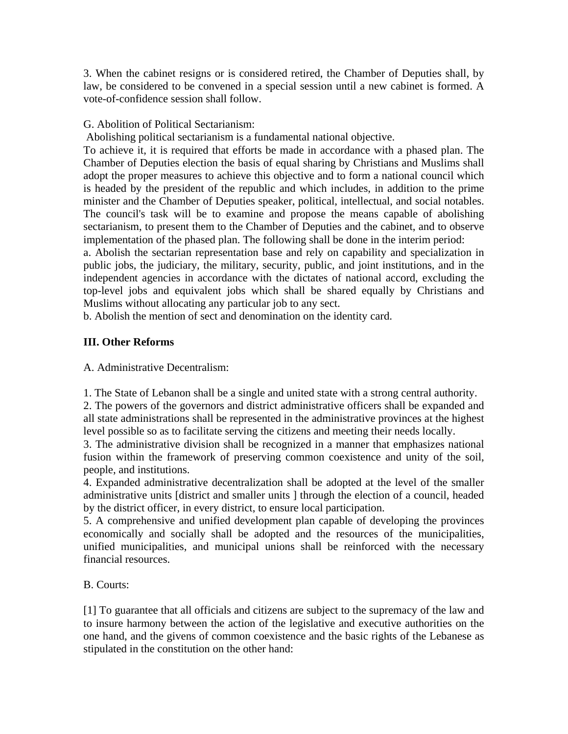3. When the cabinet resigns or is considered retired, the Chamber of Deputies shall, by law, be considered to be convened in a special session until a new cabinet is formed. A vote-of-confidence session shall follow.

G. Abolition of Political Sectarianism:

Abolishing political sectarianism is a fundamental national objective.

To achieve it, it is required that efforts be made in accordance with a phased plan. The Chamber of Deputies election the basis of equal sharing by Christians and Muslims shall adopt the proper measures to achieve this objective and to form a national council which is headed by the president of the republic and which includes, in addition to the prime minister and the Chamber of Deputies speaker, political, intellectual, and social notables. The council's task will be to examine and propose the means capable of abolishing sectarianism, to present them to the Chamber of Deputies and the cabinet, and to observe implementation of the phased plan. The following shall be done in the interim period:

a. Abolish the sectarian representation base and rely on capability and specialization in public jobs, the judiciary, the military, security, public, and joint institutions, and in the independent agencies in accordance with the dictates of national accord, excluding the top-level jobs and equivalent jobs which shall be shared equally by Christians and Muslims without allocating any particular job to any sect.

b. Abolish the mention of sect and denomination on the identity card.

## III. Other Reforms

A. Administrative Decentralism:

1. The State of Lebanon shall be a single and united state with a strong central authority.
2. The powers of the governors and district administrative officers shall be expanded and all state administrations shall be represented in the administrative provinces at the highest level possible so as to facilitate serving the citizens and meeting their needs locally.
3. The administrative division shall be recognized in a manner that emphasizes national fusion within the framework of preserving common coexistence and unity of the soil, people, and institutions.
4. Expanded administrative decentralization shall be adopted at the level of the smaller administrative units [district and smaller units ] through the election of a council, headed by the district officer, in every district, to ensure local participation.
5. A comprehensive and unified development plan capable of developing the provinces economically and socially shall be adopted and the resources of the municipalities, unified municipalities, and municipal unions shall be reinforced with the necessary financial resources.

B. Courts:

[1] To guarantee that all officials and citizens are subject to the supremacy of the law and to insure harmony between the action of the legislative and executive authorities on the one hand, and the givens of common coexistence and the basic rights of the Lebanese as stipulated in the constitution on the other hand: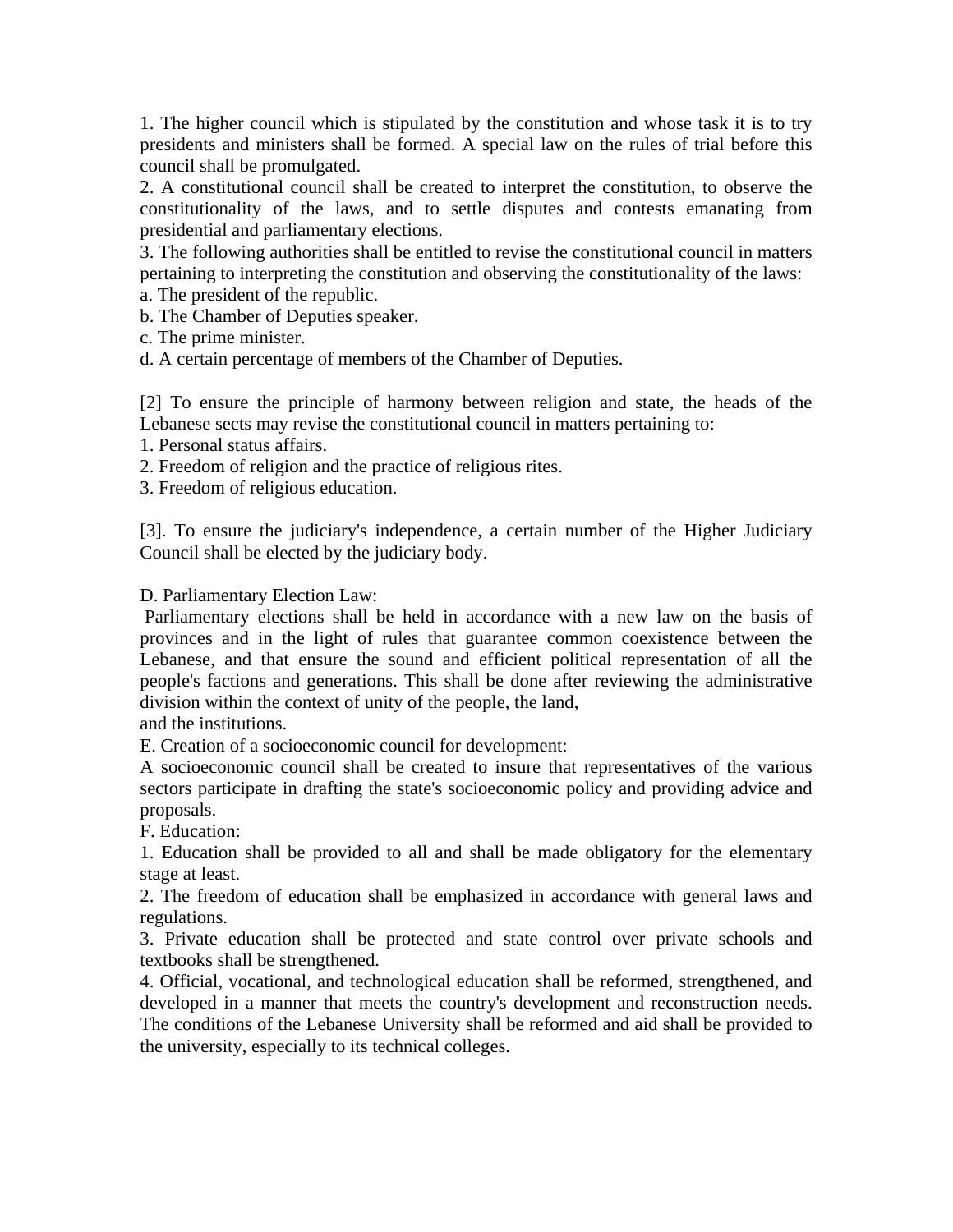1. The higher council which is stipulated by the constitution and whose task it is to try presidents and ministers shall be formed. A special law on the rules of trial before this council shall be promulgated.

2. A constitutional council shall be created to interpret the constitution, to observe the constitutionality of the laws, and to settle disputes and contests emanating from presidential and parliamentary elections.

3. The following authorities shall be entitled to revise the constitutional council in matters pertaining to interpreting the constitution and observing the constitutionality of the laws:

a. The president of the republic.

b. The Chamber of Deputies speaker.

c. The prime minister.

d. A certain percentage of members of the Chamber of Deputies.

[2] To ensure the principle of harmony between religion and state, the heads of the Lebanese sects may revise the constitutional council in matters pertaining to:

1. Personal status affairs.
2. Freedom of religion and the practice of religious rites.
3. Freedom of religious education.

[3]. To ensure the judiciary's independence, a certain number of the Higher Judiciary Council shall be elected by the judiciary body.

D. Parliamentary Election Law:

Parliamentary elections shall be held in accordance with a new law on the basis of provinces and in the light of rules that guarantee common coexistence between the Lebanese, and that ensure the sound and efficient political representation of all the people's factions and generations. This shall be done after reviewing the administrative division within the context of unity of the people, the land, and the institutions.

E. Creation of a socioeconomic council for development:

A socioeconomic council shall be created to insure that representatives of the various sectors participate in drafting the state's socioeconomic policy and providing advice and proposals.

F. Education:

1. Education shall be provided to all and shall be made obligatory for the elementary stage at least.
2. The freedom of education shall be emphasized in accordance with general laws and regulations.
3. Private education shall be protected and state control over private schools and textbooks shall be strengthened.
4. Official, vocational, and technological education shall be reformed, strengthened, and developed in a manner that meets the country's development and reconstruction needs. The conditions of the Lebanese University shall be reformed and aid shall be provided to the university, especially to its technical colleges.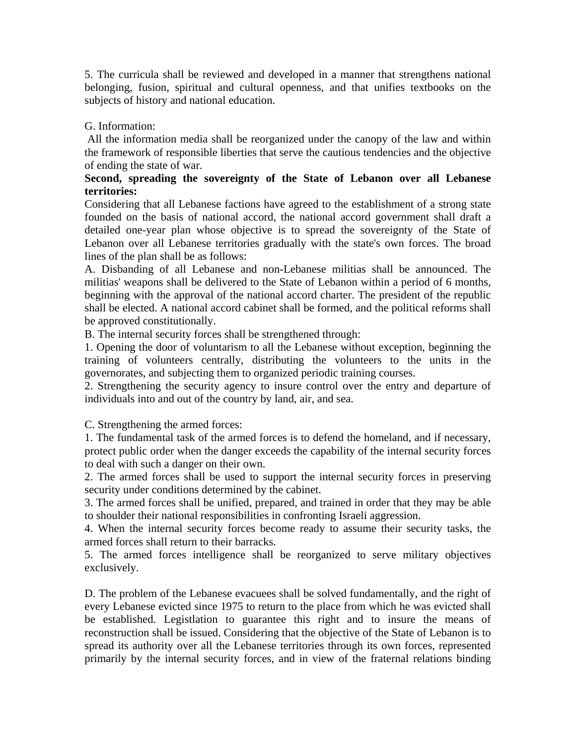5. The curricula shall be reviewed and developed in a manner that strengthens national belonging, fusion, spiritual and cultural openness, and that unifies textbooks on the subjects of history and national education.

G. Information:

All the information media shall be reorganized under the canopy of the law and within the framework of responsible liberties that serve the cautious tendencies and the objective of ending the state of war.

**Second, spreading the sovereignty of the State of Lebanon over all Lebanese territories:**

Considering that all Lebanese factions have agreed to the establishment of a strong state founded on the basis of national accord, the national accord government shall draft a detailed one-year plan whose objective is to spread the sovereignty of the State of Lebanon over all Lebanese territories gradually with the state's own forces. The broad lines of the plan shall be as follows:

A. Disbanding of all Lebanese and non-Lebanese militias shall be announced. The militias' weapons shall be delivered to the State of Lebanon within a period of 6 months, beginning with the approval of the national accord charter. The president of the republic shall be elected. A national accord cabinet shall be formed, and the political reforms shall be approved constitutionally.

B. The internal security forces shall be strengthened through:

1. Opening the door of voluntarism to all the Lebanese without exception, beginning the training of volunteers centrally, distributing the volunteers to the units in the governorates, and subjecting them to organized periodic training courses.
2. Strengthening the security agency to insure control over the entry and departure of individuals into and out of the country by land, air, and sea.

C. Strengthening the armed forces:

1. The fundamental task of the armed forces is to defend the homeland, and if necessary, protect public order when the danger exceeds the capability of the internal security forces to deal with such a danger on their own.
2. The armed forces shall be used to support the internal security forces in preserving security under conditions determined by the cabinet.
3. The armed forces shall be unified, prepared, and trained in order that they may be able to shoulder their national responsibilities in confronting Israeli aggression.
4. When the internal security forces become ready to assume their security tasks, the armed forces shall return to their barracks.
5. The armed forces intelligence shall be reorganized to serve military objectives exclusively.

D. The problem of the Lebanese evacuees shall be solved fundamentally, and the right of every Lebanese evicted since 1975 to return to the place from which he was evicted shall be established. Legistlation to guarantee this right and to insure the means of reconstruction shall be issued. Considering that the objective of the State of Lebanon is to spread its authority over all the Lebanese territories through its own forces, represented primarily by the internal security forces, and in view of the fraternal relations binding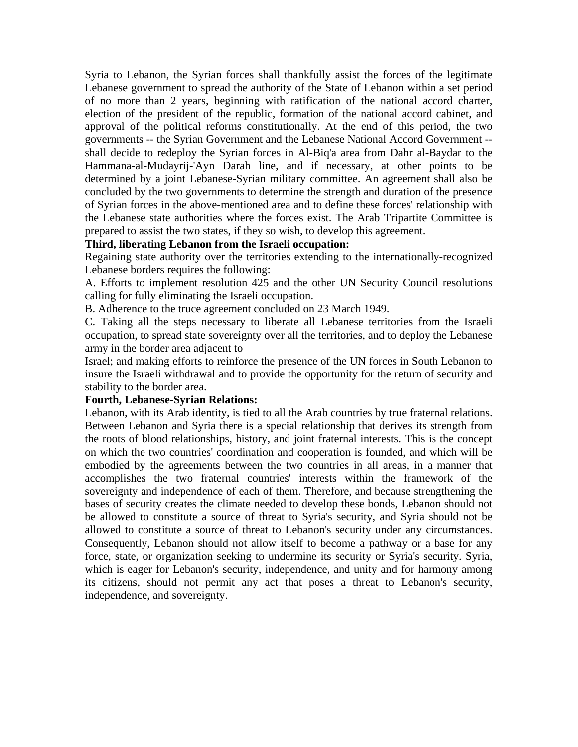Syria to Lebanon, the Syrian forces shall thankfully assist the forces of the legitimate Lebanese government to spread the authority of the State of Lebanon within a set period of no more than 2 years, beginning with ratification of the national accord charter, election of the president of the republic, formation of the national accord cabinet, and approval of the political reforms constitutionally. At the end of this period, the two governments -- the Syrian Government and the Lebanese National Accord Government -- shall decide to redeploy the Syrian forces in Al-Biq'a area from Dahr al-Baydar to the Hammana-al-Mudayrij-'Ayn Darah line, and if necessary, at other points to be determined by a joint Lebanese-Syrian military committee. An agreement shall also be concluded by the two governments to determine the strength and duration of the presence of Syrian forces in the above-mentioned area and to define these forces' relationship with the Lebanese state authorities where the forces exist. The Arab Tripartite Committee is prepared to assist the two states, if they so wish, to develop this agreement.

**Third, liberating Lebanon from the Israeli occupation:**

Regaining state authority over the territories extending to the internationally-recognized Lebanese borders requires the following:

A. Efforts to implement resolution 425 and the other UN Security Council resolutions calling for fully eliminating the Israeli occupation.

B. Adherence to the truce agreement concluded on 23 March 1949.

C. Taking all the steps necessary to liberate all Lebanese territories from the Israeli occupation, to spread state sovereignty over all the territories, and to deploy the Lebanese army in the border area adjacent to Israel; and making efforts to reinforce the presence of the UN forces in South Lebanon to insure the Israeli withdrawal and to provide the opportunity for the return of security and stability to the border area.

**Fourth, Lebanese-Syrian Relations:**

Lebanon, with its Arab identity, is tied to all the Arab countries by true fraternal relations. Between Lebanon and Syria there is a special relationship that derives its strength from the roots of blood relationships, history, and joint fraternal interests. This is the concept on which the two countries' coordination and cooperation is founded, and which will be embodied by the agreements between the two countries in all areas, in a manner that accomplishes the two fraternal countries' interests within the framework of the sovereignty and independence of each of them. Therefore, and because strengthening the bases of security creates the climate needed to develop these bonds, Lebanon should not be allowed to constitute a source of threat to Syria's security, and Syria should not be allowed to constitute a source of threat to Lebanon's security under any circumstances. Consequently, Lebanon should not allow itself to become a pathway or a base for any force, state, or organization seeking to undermine its security or Syria's security. Syria, which is eager for Lebanon's security, independence, and unity and for harmony among its citizens, should not permit any act that poses a threat to Lebanon's security, independence, and sovereignty.